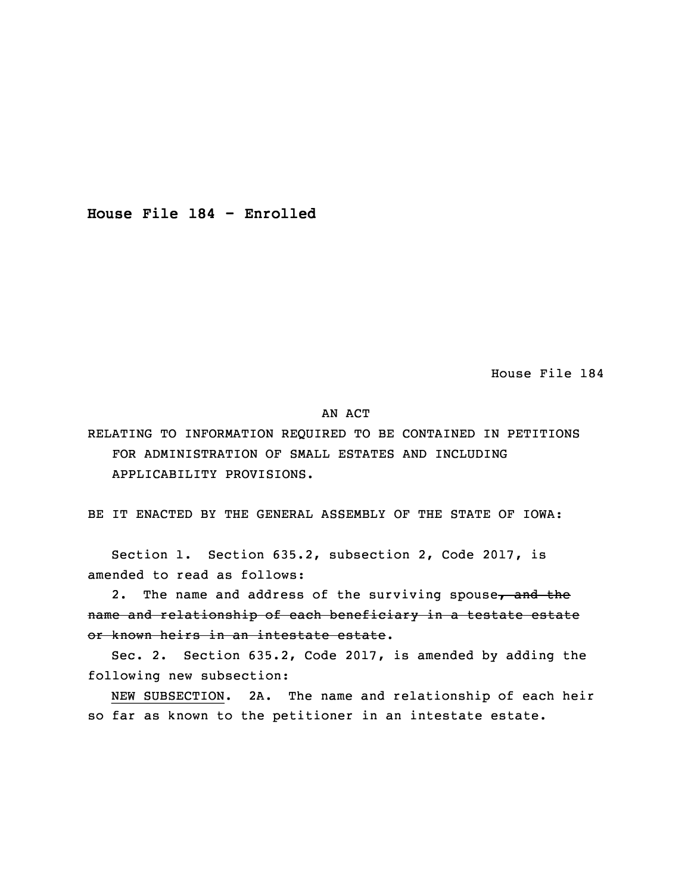**House File 184 - Enrolled**

House File 184

AN ACT

RELATING TO INFORMATION REQUIRED TO BE CONTAINED IN PETITIONS FOR ADMINISTRATION OF SMALL ESTATES AND INCLUDING APPLICABILITY PROVISIONS.

BE IT ENACTED BY THE GENERAL ASSEMBLY OF THE STATE OF IOWA:

Section 1. Section 635.2, subsection 2, Code 2017, is amended to read as follows:

2. The name and address of the surviving spouse~~, and the name and relationship of each beneficiary in a testate estate or known heirs in an intestate estate~~.

Sec. 2. Section 635.2, Code 2017, is amended by adding the following new subsection:

<u>NEW SUBSECTION</u>. 2A. The name and relationship of each heir so far as known to the petitioner in an intestate estate.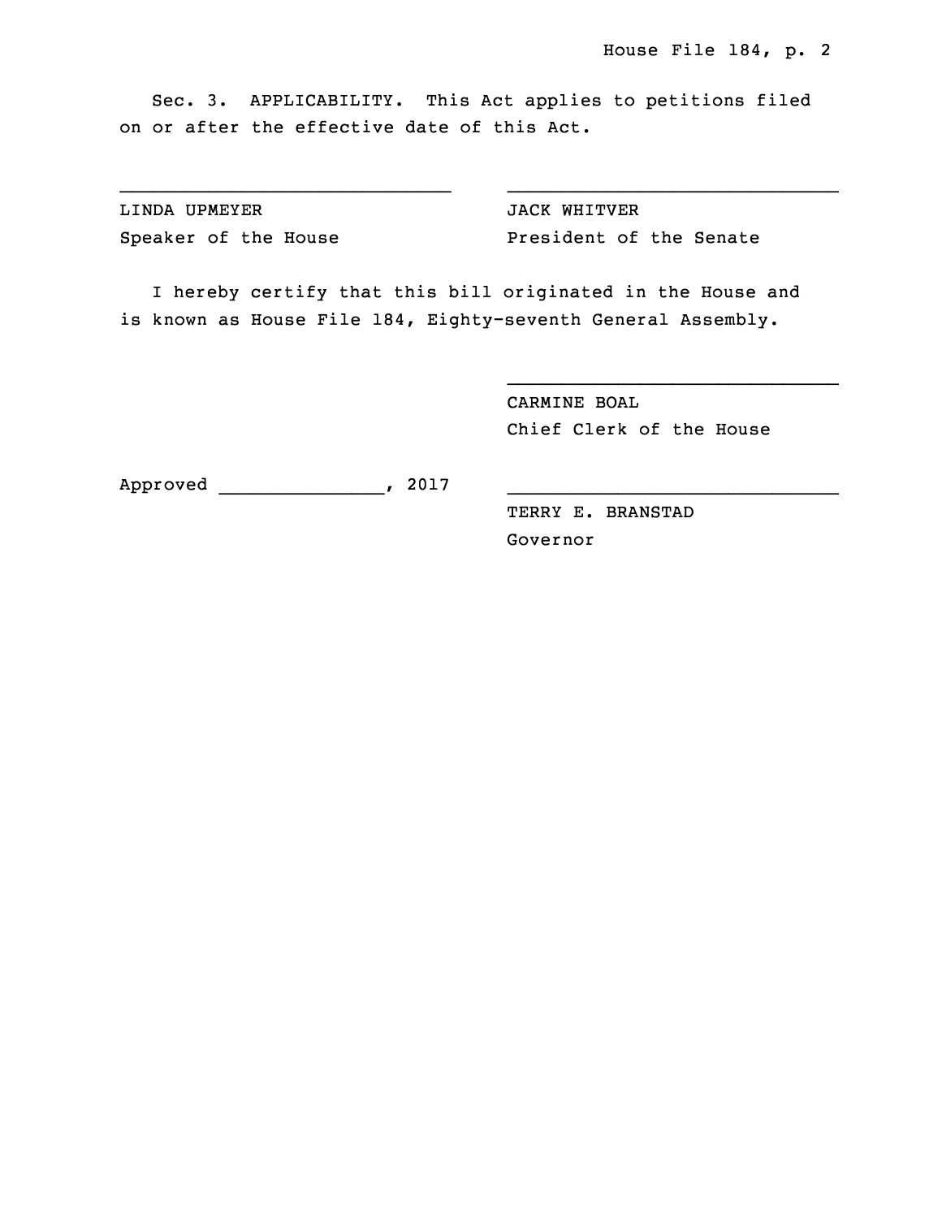Sec. 3. APPLICABILITY. This Act applies to petitions filed on or after the effective date of this Act.

______________________________
LINDA UPMEYER
Speaker of the House

______________________________
JACK WHITVER
President of the Senate

I hereby certify that this bill originated in the House and is known as House File 184, Eighty-seventh General Assembly.

______________________________
CARMINE BOAL
Chief Clerk of the House

Approved _______________, 2017

______________________________
TERRY E. BRANSTAD
Governor